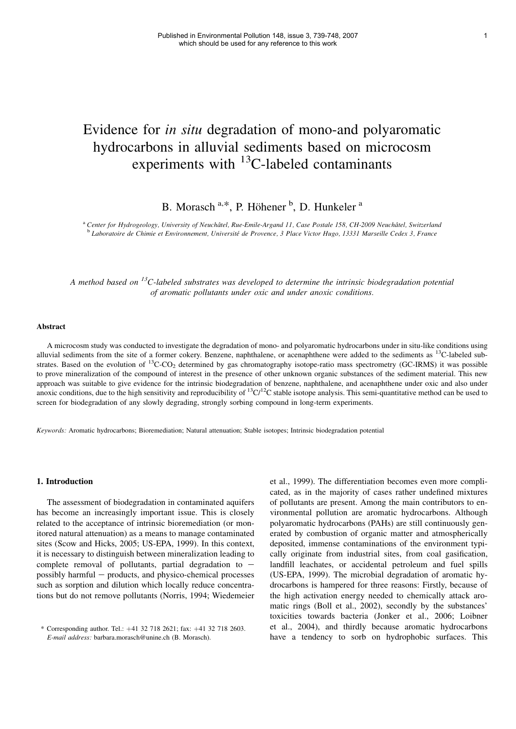# Evidence for *in situ* degradation of mono-and polyaromatic hydrocarbons in alluvial sediments based on microcosm experiments with $^{13}$C-labeled contaminants

B. Morasch [a,*], P. Höhener [b], D. Hunkeler [a]

[a] *Center for Hydrogeology, University of Neuchâtel, Rue-Emile-Argand 11, Case Postale 158, CH-2009 Neuchâtel, Switzerland*
[b] *Laboratoire de Chimie et Environnement, Université de Provence, 3 Place Victor Hugo, 13331 Marseille Cedex 3, France*

*A method based on $^{13}$C-labeled substrates was developed to determine the intrinsic biodegradation potential of aromatic pollutants under oxic and under anoxic conditions.*

## Abstract

A microcosm study was conducted to investigate the degradation of mono- and polyaromatic hydrocarbons under in situ-like conditions using alluvial sediments from the site of a former cokery. Benzene, naphthalene, or acenaphthene were added to the sediments as $^{13}$C-labeled substrates. Based on the evolution of $^{13}$C-$CO_2$ determined by gas chromatography isotope-ratio mass spectrometry (GC-IRMS) it was possible to prove mineralization of the compound of interest in the presence of other unknown organic substances of the sediment material. This new approach was suitable to give evidence for the intrinsic biodegradation of benzene, naphthalene, and acenaphthene under oxic and also under anoxic conditions, due to the high sensitivity and reproducibility of $^{13}$C/$^{12}$C stable isotope analysis. This semi-quantitative method can be used to screen for biodegradation of any slowly degrading, strongly sorbing compound in long-term experiments.

*Keywords:* Aromatic hydrocarbons; Bioremediation; Natural attenuation; Stable isotopes; Intrinsic biodegradation potential

## 1. Introduction

The assessment of biodegradation in contaminated aquifers has become an increasingly important issue. This is closely related to the acceptance of intrinsic bioremediation (or monitored natural attenuation) as a means to manage contaminated sites (Scow and Hicks, 2005; US-EPA, 1999). In this context, it is necessary to distinguish between mineralization leading to complete removal of pollutants, partial degradation to − possibly harmful − products, and physico-chemical processes such as sorption and dilution which locally reduce concentrations but do not remove pollutants (Norris, 1994; Wiedemeier et al., 1999). The differentiation becomes even more complicated, as in the majority of cases rather undefined mixtures of pollutants are present. Among the main contributors to environmental pollution are aromatic hydrocarbons. Although polyaromatic hydrocarbons (PAHs) are still continuously generated by combustion of organic matter and atmospherically deposited, immense contaminations of the environment typically originate from industrial sites, from coal gasification, landfill leachates, or accidental petroleum and fuel spills (US-EPA, 1999). The microbial degradation of aromatic hydrocarbons is hampered for three reasons: Firstly, because of the high activation energy needed to chemically attack aromatic rings (Boll et al., 2002), secondly by the substances' toxicities towards bacteria (Jonker et al., 2006; Loibner et al., 2004), and thirdly because aromatic hydrocarbons have a tendency to sorb on hydrophobic surfaces. This

\* Corresponding author. Tel.: +41 32 718 2621; fax: +41 32 718 2603.
*E-mail address:* barbara.morasch@unine.ch (B. Morasch).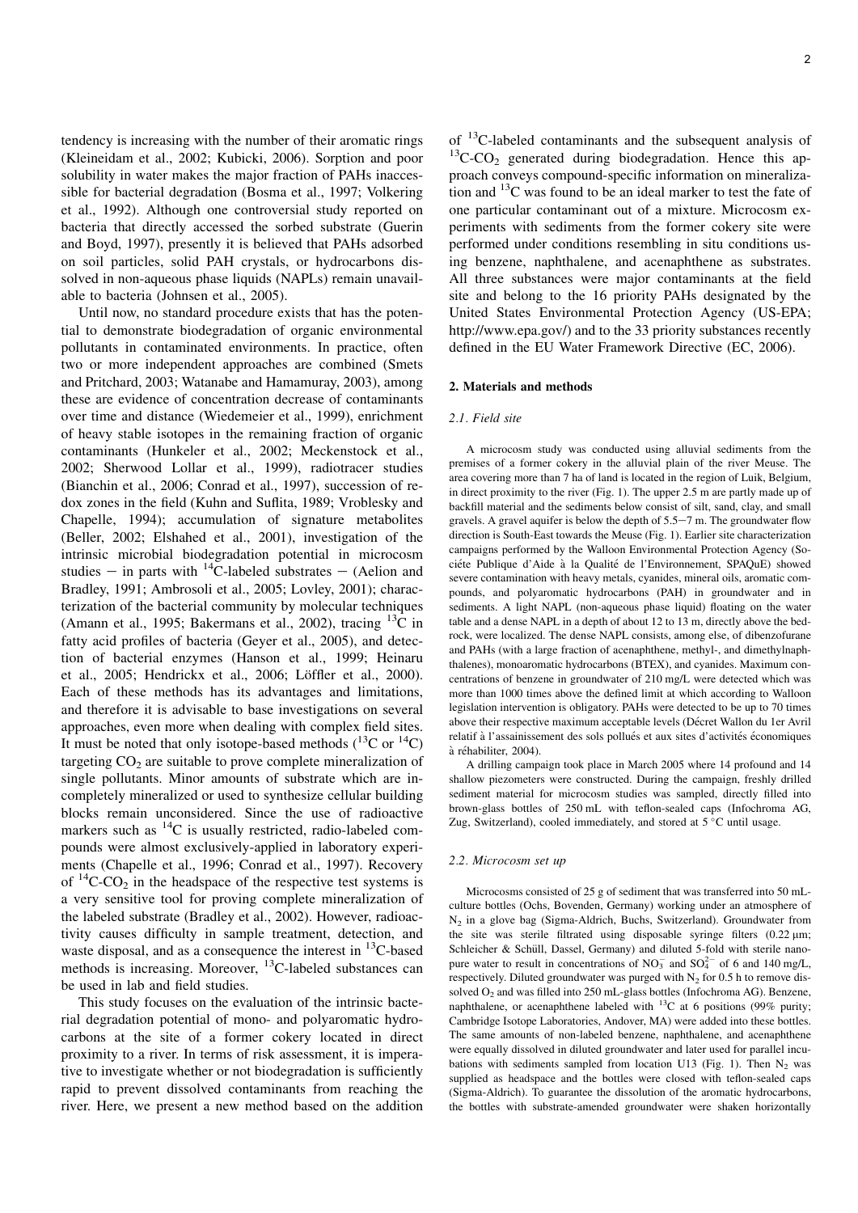tendency is increasing with the number of their aromatic rings (Kleineidam et al., 2002; Kubicki, 2006). Sorption and poor solubility in water makes the major fraction of PAHs inaccessible for bacterial degradation (Bosma et al., 1997; Volkering et al., 1992). Although one controversial study reported on bacteria that directly accessed the sorbed substrate (Guerin and Boyd, 1997), presently it is believed that PAHs adsorbed on soil particles, solid PAH crystals, or hydrocarbons dissolved in non-aqueous phase liquids (NAPLs) remain unavailable to bacteria (Johnsen et al., 2005).

Until now, no standard procedure exists that has the potential to demonstrate biodegradation of organic environmental pollutants in contaminated environments. In practice, often two or more independent approaches are combined (Smets and Pritchard, 2003; Watanabe and Hamamuray, 2003), among these are evidence of concentration decrease of contaminants over time and distance (Wiedemeier et al., 1999), enrichment of heavy stable isotopes in the remaining fraction of organic contaminants (Hunkeler et al., 2002; Meckenstock et al., 2002; Sherwood Lollar et al., 1999), radiotracer studies (Bianchin et al., 2006; Conrad et al., 1997), succession of redox zones in the field (Kuhn and Suflita, 1989; Vroblesky and Chapelle, 1994); accumulation of signature metabolites (Beller, 2002; Elshahed et al., 2001), investigation of the intrinsic microbial biodegradation potential in microcosm studies – in parts with $^{14}$C-labeled substrates – (Aelion and Bradley, 1991; Ambrosoli et al., 2005; Lovley, 2001); characterization of the bacterial community by molecular techniques (Amann et al., 1995; Bakermans et al., 2002), tracing $^{13}$C in fatty acid profiles of bacteria (Geyer et al., 2005), and detection of bacterial enzymes (Hanson et al., 1999; Heinaru et al., 2005; Hendrickx et al., 2006; Löffler et al., 2000). Each of these methods has its advantages and limitations, and therefore it is advisable to base investigations on several approaches, even more when dealing with complex field sites. It must be noted that only isotope-based methods ($^{13}$C or $^{14}$C) targeting $CO_2$ are suitable to prove complete mineralization of single pollutants. Minor amounts of substrate which are incompletely mineralized or used to synthesize cellular building blocks remain unconsidered. Since the use of radioactive markers such as $^{14}$C is usually restricted, radio-labeled compounds were almost exclusively-applied in laboratory experiments (Chapelle et al., 1996; Conrad et al., 1997). Recovery of $^{14}C\text{-}CO_2$ in the headspace of the respective test systems is a very sensitive tool for proving complete mineralization of the labeled substrate (Bradley et al., 2002). However, radioactivity causes difficulty in sample treatment, detection, and waste disposal, and as a consequence the interest in $^{13}$C-based methods is increasing. Moreover, $^{13}$C-labeled substances can be used in lab and field studies.

This study focuses on the evaluation of the intrinsic bacterial degradation potential of mono- and polyaromatic hydrocarbons at the site of a former cokery located in direct proximity to a river. In terms of risk assessment, it is imperative to investigate whether or not biodegradation is sufficiently rapid to prevent dissolved contaminants from reaching the river. Here, we present a new method based on the addition of $^{13}$C-labeled contaminants and the subsequent analysis of $^{13}C\text{-}CO_2$ generated during biodegradation. Hence this approach conveys compound-specific information on mineralization and $^{13}$C was found to be an ideal marker to test the fate of one particular contaminant out of a mixture. Microcosm experiments with sediments from the former cokery site were performed under conditions resembling in situ conditions using benzene, naphthalene, and acenaphthene as substrates. All three substances were major contaminants at the field site and belong to the 16 priority PAHs designated by the United States Environmental Protection Agency (US-EPA; http://www.epa.gov/) and to the 33 priority substances recently defined in the EU Water Framework Directive (EC, 2006).

## 2. Materials and methods

### 2.1. Field site

A microcosm study was conducted using alluvial sediments from the premises of a former cokery in the alluvial plain of the river Meuse. The area covering more than 7 ha of land is located in the region of Luik, Belgium, in direct proximity to the river (Fig. 1). The upper 2.5 m are partly made up of backfill material and the sediments below consist of silt, sand, clay, and small gravels. A gravel aquifer is below the depth of 5.5–7 m. The groundwater flow direction is South-East towards the Meuse (Fig. 1). Earlier site characterization campaigns performed by the Walloon Environmental Protection Agency (Sociéte Publique d'Aide à la Qualité de l'Environnement, SPAQuE) showed severe contamination with heavy metals, cyanides, mineral oils, aromatic compounds, and polyaromatic hydrocarbons (PAH) in groundwater and in sediments. A light NAPL (non-aqueous phase liquid) floating on the water table and a dense NAPL in a depth of about 12 to 13 m, directly above the bedrock, were localized. The dense NAPL consists, among else, of dibenzofurane and PAHs (with a large fraction of acenaphthene, methyl-, and dimethylnaphthalenes), monoaromatic hydrocarbons (BTEX), and cyanides. Maximum concentrations of benzene in groundwater of 210 mg/L were detected which was more than 1000 times above the defined limit at which according to Walloon legislation intervention is obligatory. PAHs were detected to be up to 70 times above their respective maximum acceptable levels (Décret Wallon du 1er Avril relatif à l'assainissement des sols pollués et aux sites d'activités économiques à réhabiliter, 2004).

A drilling campaign took place in March 2005 where 14 profound and 14 shallow piezometers were constructed. During the campaign, freshly drilled sediment material for microcosm studies was sampled, directly filled into brown-glass bottles of 250 mL with teflon-sealed caps (Infochroma AG, Zug, Switzerland), cooled immediately, and stored at 5 °C until usage.

### 2.2. Microcosm set up

Microcosms consisted of 25 g of sediment that was transferred into 50 mL-culture bottles (Ochs, Bovenden, Germany) working under an atmosphere of $N_2$ in a glove bag (Sigma-Aldrich, Buchs, Switzerland). Groundwater from the site was sterile filtrated using disposable syringe filters (0.22 µm; Schleicher & Schüll, Dassel, Germany) and diluted 5-fold with sterile nanopure water to result in concentrations of $NO_3^-$ and $SO_4^{2-}$ of 6 and 140 mg/L, respectively. Diluted groundwater was purged with $N_2$ for 0.5 h to remove dissolved $O_2$ and was filled into 250 mL-glass bottles (Infochroma AG). Benzene, naphthalene, or acenaphthene labeled with $^{13}$C at 6 positions (99% purity; Cambridge Isotope Laboratories, Andover, MA) were added into these bottles. The same amounts of non-labeled benzene, naphthalene, and acenaphthene were equally dissolved in diluted groundwater and later used for parallel incubations with sediments sampled from location U13 (Fig. 1). Then $N_2$ was supplied as headspace and the bottles were closed with teflon-sealed caps (Sigma-Aldrich). To guarantee the dissolution of the aromatic hydrocarbons, the bottles with substrate-amended groundwater were shaken horizontally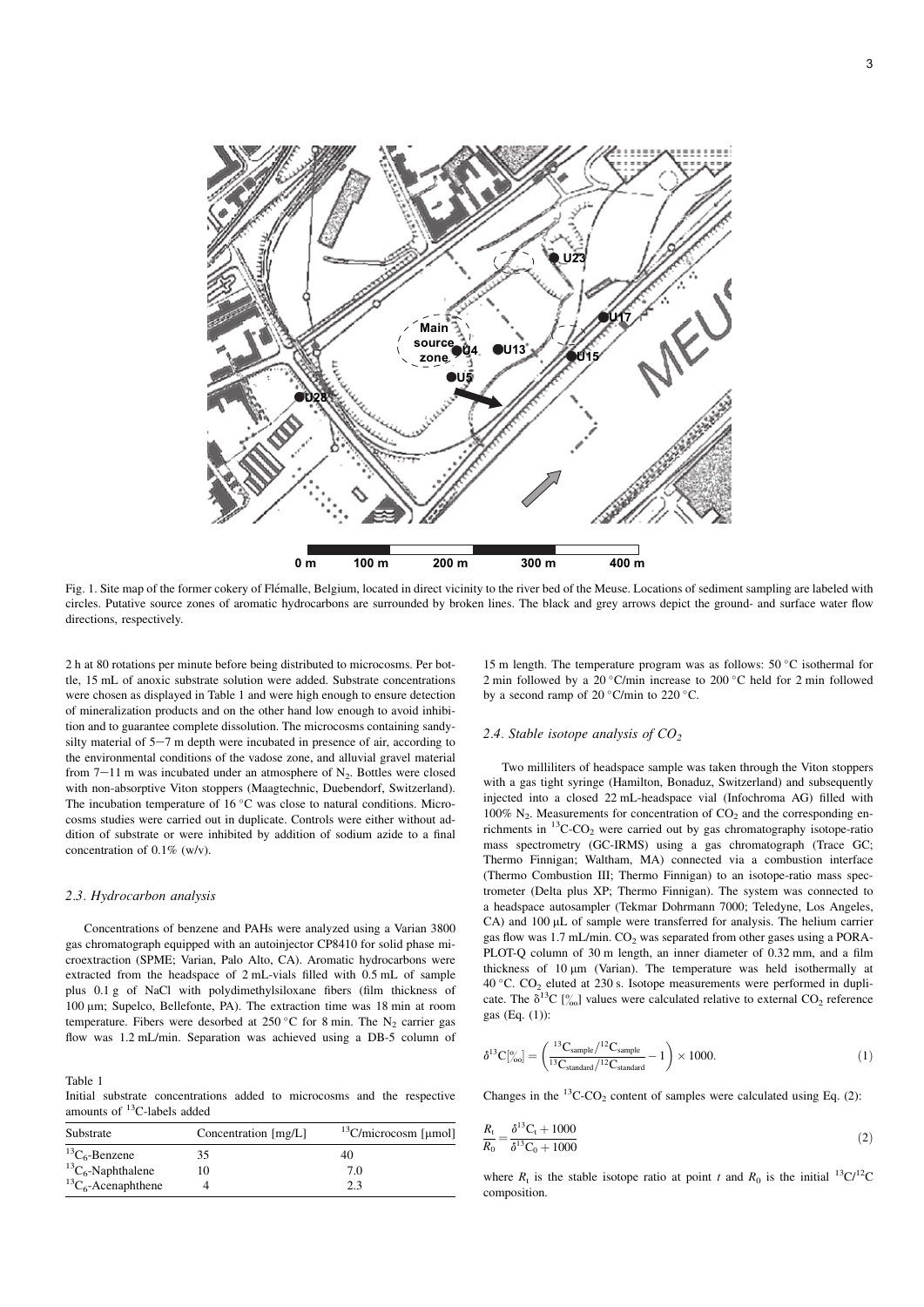Fig. 1. Site map of the former cokery of Flémalle, Belgium, located in direct vicinity to the river bed of the Meuse. Locations of sediment sampling are labeled with circles. Putative source zones of aromatic hydrocarbons are surrounded by broken lines. The black and grey arrows depict the ground- and surface water flow directions, respectively.

2 h at 80 rotations per minute before being distributed to microcosms. Per bottle, 15 mL of anoxic substrate solution were added. Substrate concentrations were chosen as displayed in Table 1 and were high enough to ensure detection of mineralization products and on the other hand low enough to avoid inhibition and to guarantee complete dissolution. The microcosms containing sandy-silty material of 5−7 m depth were incubated in presence of air, according to the environmental conditions of the vadose zone, and alluvial gravel material from 7−11 m was incubated under an atmosphere of $N_2$. Bottles were closed with non-absorptive Viton stoppers (Maagtechnic, Duebendorf, Switzerland). The incubation temperature of 16 °C was close to natural conditions. Microcosms studies were carried out in duplicate. Controls were either without addition of substrate or were inhibited by addition of sodium azide to a final concentration of 0.1% (w/v).

### 2.3. Hydrocarbon analysis

Concentrations of benzene and PAHs were analyzed using a Varian 3800 gas chromatograph equipped with an autoinjector CP8410 for solid phase microextraction (SPME; Varian, Palo Alto, CA). Aromatic hydrocarbons were extracted from the headspace of 2 mL-vials filled with 0.5 mL of sample plus 0.1 g of NaCl with polydimethylsiloxane fibers (film thickness of 100 μm; Supelco, Bellefonte, PA). The extraction time was 18 min at room temperature. Fibers were desorbed at 250 °C for 8 min. The $N_2$ carrier gas flow was 1.2 mL/min. Separation was achieved using a DB-5 column of 15 m length. The temperature program was as follows: 50 °C isothermal for 2 min followed by a 20 °C/min increase to 200 °C held for 2 min followed by a second ramp of 20 °C/min to 220 °C.

Table 1
Initial substrate concentrations added to microcosms and the respective amounts of $^{13}C$-labels added

| Substrate | Concentration [mg/L] | $^{13}C$/microcosm [μmol] |
|---|---|---|
| $^{13}C_6$-Benzene | 35 | 40 |
| $^{13}C_6$-Naphthalene | 10 | 7.0 |
| $^{13}C_6$-Acenaphthene | 4 | 2.3 |

### 2.4. Stable isotope analysis of $CO_2$

Two milliliters of headspace sample was taken through the Viton stoppers with a gas tight syringe (Hamilton, Bonaduz, Switzerland) and subsequently injected into a closed 22 mL-headspace vial (Infochroma AG) filled with 100% $N_2$. Measurements for concentration of $CO_2$ and the corresponding enrichments in $^{13}C$-$CO_2$ were carried out by gas chromatography isotope-ratio mass spectrometry (GC-IRMS) using a gas chromatograph (Trace GC; Thermo Finnigan; Waltham, MA) connected via a combustion interface (Thermo Combustion III; Thermo Finnigan) to an isotope-ratio mass spectrometer (Delta plus XP; Thermo Finnigan). The system was connected to a headspace autosampler (Tekmar Dohrmann 7000; Teledyne, Los Angeles, CA) and 100 μL of sample were transferred for analysis. The helium carrier gas flow was 1.7 mL/min. $CO_2$ was separated from other gases using a PORA-PLOT-Q column of 30 m length, an inner diameter of 0.32 mm, and a film thickness of 10 μm (Varian). The temperature was held isothermally at 40 °C. $CO_2$ eluted at 230 s. Isotope measurements were performed in duplicate. The $\delta^{13}C$ [‰] values were calculated relative to external $CO_2$ reference gas (Eq. (1)):

$$\delta^{13}C[‰] = \left(\frac{^{13}C_{sample}/^{12}C_{sample}}{^{13}C_{standard}/^{12}C_{standard}} - 1\right) \times 1000. \tag{1}$$

Changes in the $^{13}C$-$CO_2$ content of samples were calculated using Eq. (2):

$$\frac{R_t}{R_0} = \frac{\delta^{13}C_t + 1000}{\delta^{13}C_0 + 1000} \tag{2}$$

where $R_t$ is the stable isotope ratio at point $t$ and $R_0$ is the initial $^{13}C/^{12}C$ composition.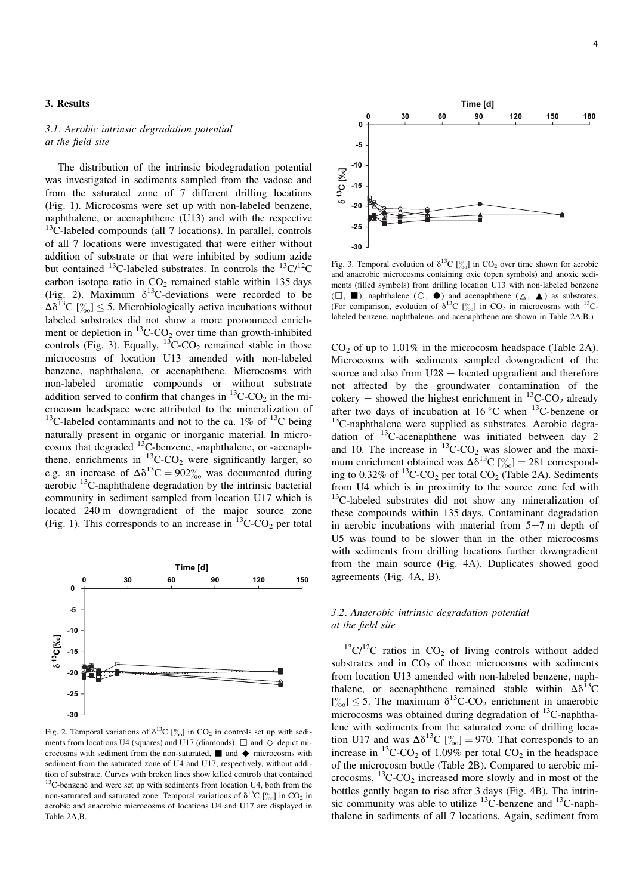## 3. Results

### 3.1. Aerobic intrinsic degradation potential at the field site

The distribution of the intrinsic biodegradation potential was investigated in sediments sampled from the vadose and from the saturated zone of 7 different drilling locations (Fig. 1). Microcosms were set up with non-labeled benzene, naphthalene, or acenaphthene (U13) and with the respective $^{13}$C-labeled compounds (all 7 locations). In parallel, controls of all 7 locations were investigated that were either without addition of substrate or that were inhibited by sodium azide but contained $^{13}$C-labeled substrates. In controls the $^{13}C/^{12}C$ carbon isotope ratio in $CO_2$ remained stable within 135 days (Fig. 2). Maximum $\delta^{13}C$-deviations were recorded to be $\Delta\delta^{13}C$ [‰] $\leq 5$. Microbiologically active incubations without labeled substrates did not show a more pronounced enrichment or depletion in $^{13}C$-$CO_2$ over time than growth-inhibited controls (Fig. 3). Equally, $^{13}C$-$CO_2$ remained stable in those microcosms of location U13 amended with non-labeled benzene, naphthalene, or acenaphthene. Microcosms with non-labeled aromatic compounds or without substrate addition served to confirm that changes in $^{13}C$-$CO_2$ in the microcosm headspace were attributed to the mineralization of $^{13}$C-labeled contaminants and not to the ca. 1% of $^{13}$C being naturally present in organic or inorganic material. In microcosms that degraded $^{13}$C-benzene, -naphthalene, or -acenaphthene, enrichments in $^{13}C$-$CO_2$ were significantly larger, so e.g. an increase of $\Delta\delta^{13}C = 902$‰ was documented during aerobic $^{13}$C-naphthalene degradation by the intrinsic bacterial community in sediment sampled from location U17 which is located 240 m downgradient of the major source zone (Fig. 1). This corresponds to an increase in $^{13}C$-$CO_2$ per total $CO_2$ of up to 1.01% in the microcosm headspace (Table 2A). Microcosms with sediments sampled downgradient of the source and also from U28 – located upgradient and therefore not affected by the groundwater contamination of the cokery – showed the highest enrichment in $^{13}C$-$CO_2$ already after two days of incubation at 16 °C when $^{13}$C-benzene or $^{13}$C-naphthalene were supplied as substrates. Aerobic degradation of $^{13}$C-acenaphthene was initiated between day 2 and 10. The increase in $^{13}C$-$CO_2$ was slower and the maximum enrichment obtained was $\Delta\delta^{13}C$ [‰] $= 281$ corresponding to 0.32% of $^{13}C$-$CO_2$ per total $CO_2$ (Table 2A). Sediments from U4 which is in proximity to the source zone fed with $^{13}$C-labeled substrates did not show any mineralization of these compounds within 135 days. Contaminant degradation in aerobic incubations with material from 5–7 m depth of U5 was found to be slower than in the other microcosms with sediments from drilling locations further downgradient from the main source (Fig. 4A). Duplicates showed good agreements (Fig. 4A, B).

Fig. 2. Temporal variations of $\delta^{13}C$ [‰] in $CO_2$ in controls set up with sediments from locations U4 (squares) and U17 (diamonds). □ and ◇ depict microcosms with sediment from the non-saturated, ■ and ◆ microcosms with sediment from the saturated zone of U4 and U17, respectively, without addition of substrate. Curves with broken lines show killed controls that contained $^{13}$C-benzene and were set up with sediments from location U4, both from the non-saturated and saturated zone. Temporal variations of $\delta^{13}C$ [‰] in $CO_2$ in aerobic and anaerobic microcosms of locations U4 and U17 are displayed in Table 2A,B.

Fig. 3. Temporal evolution of $\delta^{13}C$ [‰] in $CO_2$ over time shown for aerobic and anaerobic microcosms containing oxic (open symbols) and anoxic sediments (filled symbols) from drilling location U13 with non-labeled benzene (□, ■), naphthalene (○, ●) and acenaphthene (△, ▲) as substrates. (For comparison, evolution of $\delta^{13}C$ [‰] in $CO_2$ in microcosms with $^{13}$C-labeled benzene, naphthalene, and acenaphthene are shown in Table 2A,B.)

### 3.2. Anaerobic intrinsic degradation potential at the field site

$^{13}C/^{12}C$ ratios in $CO_2$ of living controls without added substrates and in $CO_2$ of those microcosms with sediments from location U13 amended with non-labeled benzene, naphthalene, or acenaphthene remained stable within $\Delta\delta^{13}C$ [‰] $\leq 5$. The maximum $\delta^{13}C$-$CO_2$ enrichment in anaerobic microcosms was obtained during degradation of $^{13}$C-naphthalene with sediments from the saturated zone of drilling location U17 and was $\Delta\delta^{13}C$ [‰] $= 970$. That corresponds to an increase in $^{13}C$-$CO_2$ of 1.09% per total $CO_2$ in the headspace of the microcosm bottle (Table 2B). Compared to aerobic microcosms, $^{13}C$-$CO_2$ increased more slowly and in most of the bottles gently began to rise after 3 days (Fig. 4B). The intrinsic community was able to utilize $^{13}$C-benzene and $^{13}$C-naphthalene in sediments of all 7 locations. Again, sediment from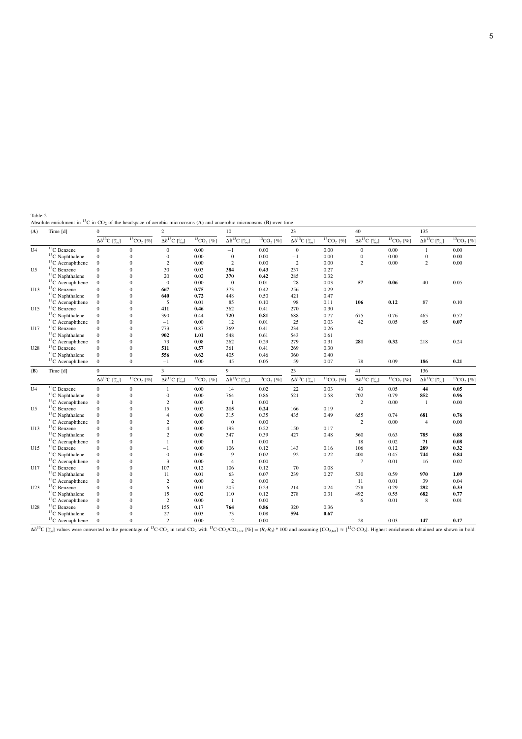Table 2
Absolute enrichment in $^{13}C$ in $CO_2$ of the headspace of aerobic microcosms (**A**) and anaerobic microcosms (**B**) over time

| (**A**) | Time [d] | 0 | | 2 | | 10 | | 23 | | 40 | | 135 | |
|---|---|---|---|---|---|---|---|---|---|---|---|---|---|
| | | $\Delta\delta^{13}C$ [‰] | $^{13}CO_2$ [%] | $\Delta\delta^{13}C$ [‰] | $^{13}CO_2$ [%] | $\Delta\delta^{13}C$ [‰] | $^{13}CO_2$ [%] | $\Delta\delta^{13}C$ [‰] | $^{13}CO_2$ [%] | $\Delta\delta^{13}C$ [‰] | $^{13}CO_2$ [%] | $\Delta\delta^{13}C$ [‰] | $^{13}CO_2$ [%] |
| U4 | $^{13}C$ Benzene | 0 | 0 | 0 | 0.00 | −1 | 0.00 | 0 | 0.00 | 0 | 0.00 | 1 | 0.00 |
| | $^{13}C$ Naphthalene | 0 | 0 | 0 | 0.00 | 0 | 0.00 | −1 | 0.00 | 0 | 0.00 | 0 | 0.00 |
| | $^{13}C$ Acenaphthene | 0 | 0 | 2 | 0.00 | 2 | 0.00 | 2 | 0.00 | 2 | 0.00 | 2 | 0.00 |
| U5 | $^{13}C$ Benzene | 0 | 0 | 30 | 0.03 | **384** | **0.43** | 237 | 0.27 | | | | |
| | $^{13}C$ Naphthalene | 0 | 0 | 20 | 0.02 | **370** | **0.42** | 285 | 0.32 | | | | |
| | $^{13}C$ Acenaphthene | 0 | 0 | 0 | 0.00 | 10 | 0.01 | 28 | 0.03 | **57** | **0.06** | 40 | 0.05 |
| U13 | $^{13}C$ Benzene | 0 | 0 | **667** | **0.75** | 373 | 0.42 | 256 | 0.29 | | | | |
| | $^{13}C$ Naphthalene | 0 | 0 | **640** | **0.72** | 448 | 0.50 | 421 | 0.47 | | | | |
| | $^{13}C$ Acenaphthene | 0 | 0 | 5 | 0.01 | 85 | 0.10 | 98 | 0.11 | **106** | **0.12** | 87 | 0.10 |
| U15 | $^{13}C$ Benzene | 0 | 0 | **411** | **0.46** | 362 | 0.41 | 270 | 0.30 | | | | |
| | $^{13}C$ Naphthalene | 0 | 0 | 390 | 0.44 | **720** | **0.81** | 688 | 0.77 | 675 | 0.76 | 465 | 0.52 |
| | $^{13}C$ Acenaphthene | 0 | 0 | −1 | 0.00 | 12 | 0.01 | 25 | 0.03 | 42 | 0.05 | 65 | **0.07** |
| U17 | $^{13}C$ Benzene | 0 | 0 | 773 | 0.87 | 369 | 0.41 | 234 | 0.26 | | | | |
| | $^{13}C$ Naphthalene | 0 | 0 | **902** | **1.01** | 548 | 0.61 | 543 | 0.61 | | | | |
| | $^{13}C$ Acenaphthene | 0 | 0 | 73 | 0.08 | 262 | 0.29 | 279 | 0.31 | **281** | **0.32** | 218 | 0.24 |
| U28 | $^{13}C$ Benzene | 0 | 0 | **511** | **0.57** | 361 | 0.41 | 269 | 0.30 | | | | |
| | $^{13}C$ Naphthalene | 0 | 0 | **556** | **0.62** | 405 | 0.46 | 360 | 0.40 | | | | |
| | $^{13}C$ Acenaphthene | 0 | 0 | −1 | 0.00 | 45 | 0.05 | 59 | 0.07 | 78 | 0.09 | **186** | **0.21** |

| (**B**) | Time [d] | 0 | | 3 | | 9 | | 23 | | 41 | | 136 | |
|---|---|---|---|---|---|---|---|---|---|---|---|---|---|
| | | $\Delta\delta^{13}C$ [‰] | $^{13}CO_2$ [%] | $\Delta\delta^{13}C$ [‰] | $^{13}CO_2$ [%] | $\Delta\delta^{13}C$ [‰] | $^{13}CO_2$ [%] | $\Delta\delta^{13}C$ [‰] | $^{13}CO_2$ [%] | $\Delta\delta^{13}C$ [‰] | $^{13}CO_2$ [%] | $\Delta\delta^{13}C$ [‰] | $^{13}CO_2$ [%] |
| U4 | $^{13}C$ Benzene | 0 | 0 | 1 | 0.00 | 14 | 0.02 | 22 | 0.03 | 43 | 0.05 | **44** | **0.05** |
| | $^{13}C$ Naphthalene | 0 | 0 | 0 | 0.00 | 764 | 0.86 | 521 | 0.58 | 702 | 0.79 | **852** | **0.96** |
| | $^{13}C$ Acenaphthene | 0 | 0 | 2 | 0.00 | 1 | 0.00 | | | 2 | 0.00 | 1 | 0.00 |
| U5 | $^{13}C$ Benzene | 0 | 0 | 15 | 0.02 | **215** | **0.24** | 166 | 0.19 | | | | |
| | $^{13}C$ Naphthalene | 0 | 0 | 4 | 0.00 | 315 | 0.35 | 435 | 0.49 | 655 | 0.74 | **681** | **0.76** |
| | $^{13}C$ Acenaphthene | 0 | 0 | 2 | 0.00 | 0 | 0.00 | | | 2 | 0.00 | 4 | 0.00 |
| U13 | $^{13}C$ Benzene | 0 | 0 | 4 | 0.00 | 193 | 0.22 | 150 | 0.17 | | | | |
| | $^{13}C$ Naphthalene | 0 | 0 | 2 | 0.00 | 347 | 0.39 | 427 | 0.48 | 560 | 0.63 | **785** | **0.88** |
| | $^{13}C$ Acenaphthene | 0 | 0 | 1 | 0.00 | 1 | 0.00 | | | 18 | 0.02 | **71** | **0.08** |
| U15 | $^{13}C$ Benzene | 0 | 0 | −1 | 0.00 | 106 | 0.12 | 143 | 0.16 | 106 | 0.12 | **289** | **0.32** |
| | $^{13}C$ Naphthalene | 0 | 0 | 0 | 0.00 | 19 | 0.02 | 192 | 0.22 | 400 | 0.45 | **744** | **0.84** |
| | $^{13}C$ Acenaphthene | 0 | 0 | 3 | 0.00 | 4 | 0.00 | | | 7 | 0.01 | 16 | 0.02 |
| U17 | $^{13}C$ Benzene | 0 | 0 | 107 | 0.12 | 106 | 0.12 | 70 | 0.08 | | | | |
| | $^{13}C$ Naphthalene | 0 | 0 | 11 | 0.01 | 63 | 0.07 | 239 | 0.27 | 530 | 0.59 | **970** | **1.09** |
| | $^{13}C$ Acenaphthene | 0 | 0 | 2 | 0.00 | 2 | 0.00 | | | 11 | 0.01 | 39 | 0.04 |
| U23 | $^{13}C$ Benzene | 0 | 0 | 6 | 0.01 | 205 | 0.23 | 214 | 0.24 | 258 | 0.29 | **292** | **0.33** |
| | $^{13}C$ Naphthalene | 0 | 0 | 15 | 0.02 | 110 | 0.12 | 278 | 0.31 | 492 | 0.55 | **682** | **0.77** |
| | $^{13}C$ Acenaphthene | 0 | 0 | 2 | 0.00 | 1 | 0.00 | | | 6 | 0.01 | 8 | 0.01 |
| U28 | $^{13}C$ Benzene | 0 | 0 | 155 | 0.17 | **764** | **0.86** | 320 | 0.36 | | | | |
| | $^{13}C$ Naphthalene | 0 | 0 | 27 | 0.03 | 73 | 0.08 | **594** | **0.67** | | | | |
| | $^{13}C$ Acenaphthene | 0 | 0 | 2 | 0.00 | 2 | 0.00 | | | 28 | 0.03 | **147** | **0.17** |

$\Delta\delta^{13}C$ [‰] values were converted to the percentage of $^{13}C$-$CO_2$ in total $CO_2$ with $^{13}C$-$CO_2/CO_{2,tot}$ [%] = ($R_t$-$R_0$) * 100 and assuming [$CO_{2,tot}$] ≈ [$^{12}C$-$CO_2$]. Highest enrichments obtained are shown in bold.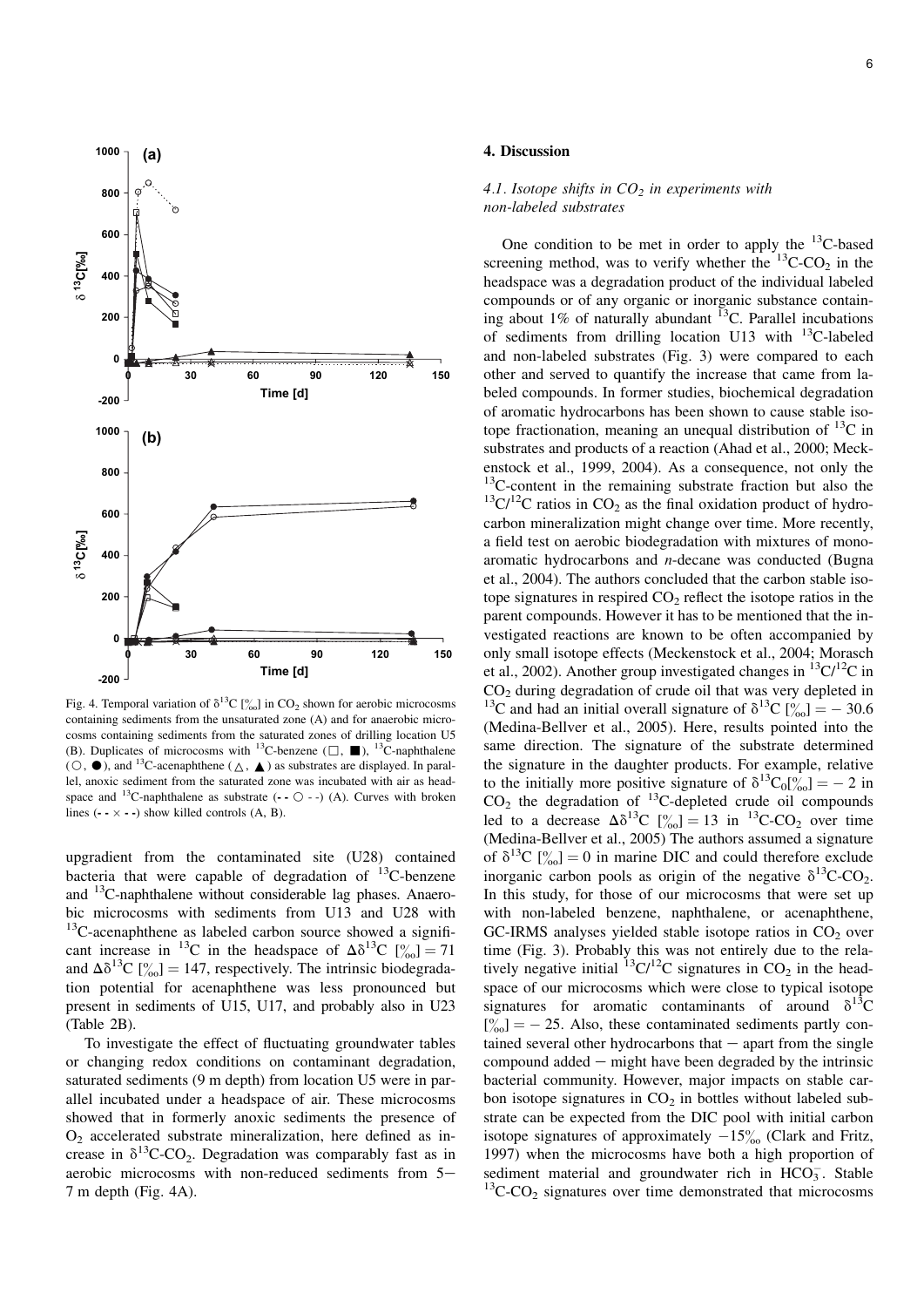Fig. 4. Temporal variation of $\delta^{13}C$ [‰] in $CO_2$ shown for aerobic microcosms containing sediments from the unsaturated zone (A) and for anaerobic microcosms containing sediments from the saturated zones of drilling location U5 (B). Duplicates of microcosms with $^{13}C$-benzene (□, ■), $^{13}C$-naphthalene (○, ●), and $^{13}C$-acenaphthene (△, ▲) as substrates are displayed. In parallel, anoxic sediment from the saturated zone was incubated with air as headspace and $^{13}C$-naphthalene as substrate (- - ○ - -) (A). Curves with broken lines (- - × - -) show killed controls (A, B).

upgradient from the contaminated site (U28) contained bacteria that were capable of degradation of $^{13}C$-benzene and $^{13}C$-naphthalene without considerable lag phases. Anaerobic microcosms with sediments from U13 and U28 with $^{13}C$-acenaphthene as labeled carbon source showed a significant increase in $^{13}C$ in the headspace of $\Delta\delta^{13}C$ [‰] = 71 and $\Delta\delta^{13}C$ [‰] = 147, respectively. The intrinsic biodegradation potential for acenaphthene was less pronounced but present in sediments of U15, U17, and probably also in U23 (Table 2B).

To investigate the effect of fluctuating groundwater tables or changing redox conditions on contaminant degradation, saturated sediments (9 m depth) from location U5 were in parallel incubated under a headspace of air. These microcosms showed that in formerly anoxic sediments the presence of $O_2$ accelerated substrate mineralization, here defined as increase in $\delta^{13}C$-$CO_2$. Degradation was comparably fast as in aerobic microcosms with non-reduced sediments from 5–7 m depth (Fig. 4A).

## 4. Discussion

### *4.1. Isotope shifts in $CO_2$ in experiments with non-labeled substrates*

One condition to be met in order to apply the $^{13}C$-based screening method, was to verify whether the $^{13}C$-$CO_2$ in the headspace was a degradation product of the individual labeled compounds or of any organic or inorganic substance containing about 1% of naturally abundant $^{13}C$. Parallel incubations of sediments from drilling location U13 with $^{13}C$-labeled and non-labeled substrates (Fig. 3) were compared to each other and served to quantify the increase that came from labeled compounds. In former studies, biochemical degradation of aromatic hydrocarbons has been shown to cause stable isotope fractionation, meaning an unequal distribution of $^{13}C$ in substrates and products of a reaction (Ahad et al., 2000; Meckenstock et al., 1999, 2004). As a consequence, not only the $^{13}C$-content in the remaining substrate fraction but also the $^{13}C/^{12}C$ ratios in $CO_2$ as the final oxidation product of hydrocarbon mineralization might change over time. More recently, a field test on aerobic biodegradation with mixtures of monoaromatic hydrocarbons and *n*-decane was conducted (Bugna et al., 2004). The authors concluded that the carbon stable isotope signatures in respired $CO_2$ reflect the isotope ratios in the parent compounds. However it has to be mentioned that the investigated reactions are known to be often accompanied by only small isotope effects (Meckenstock et al., 2004; Morasch et al., 2002). Another group investigated changes in $^{13}C/^{12}C$ in $CO_2$ during degradation of crude oil that was very depleted in $^{13}C$ and had an initial overall signature of $\delta^{13}C$ [‰] = −30.6 (Medina-Bellver et al., 2005). Here, results pointed into the same direction. The signature of the substrate determined the signature in the daughter products. For example, relative to the initially more positive signature of $\delta^{13}C_0$[‰] = −2 in $CO_2$ the degradation of $^{13}C$-depleted crude oil compounds led to a decrease $\Delta\delta^{13}C$ [‰] = 13 in $^{13}C$-$CO_2$ over time (Medina-Bellver et al., 2005) The authors assumed a signature of $\delta^{13}C$ [‰] = 0 in marine DIC and could therefore exclude inorganic carbon pools as origin of the negative $\delta^{13}C$-$CO_2$. In this study, for those of our microcosms that were set up with non-labeled benzene, naphthalene, or acenaphthene, GC-IRMS analyses yielded stable isotope ratios in $CO_2$ over time (Fig. 3). Probably this was not entirely due to the relatively negative initial $^{13}C/^{12}C$ signatures in $CO_2$ in the headspace of our microcosms which were close to typical isotope signatures for aromatic contaminants of around $\delta^{13}C$ [‰] = −25. Also, these contaminated sediments partly contained several other hydrocarbons that – apart from the single compound added – might have been degraded by the intrinsic bacterial community. However, major impacts on stable carbon isotope signatures in $CO_2$ in bottles without labeled substrate can be expected from the DIC pool with initial carbon isotope signatures of approximately −15‰ (Clark and Fritz, 1997) when the microcosms have both a high proportion of sediment material and groundwater rich in $HCO_3^-$. Stable $^{13}C$-$CO_2$ signatures over time demonstrated that microcosms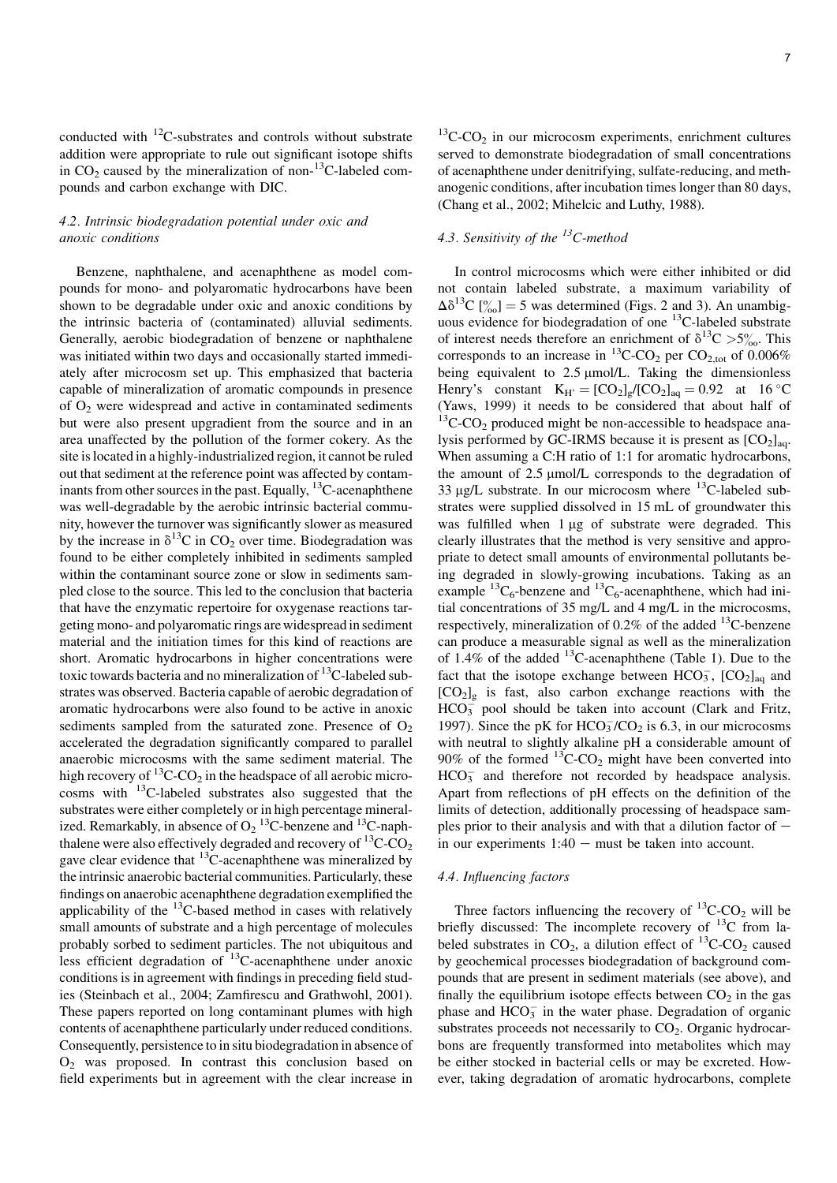conducted with $^{12}C$-substrates and controls without substrate addition were appropriate to rule out significant isotope shifts in $CO_2$ caused by the mineralization of non-$^{13}C$-labeled compounds and carbon exchange with DIC.

### 4.2. Intrinsic biodegradation potential under oxic and anoxic conditions

Benzene, naphthalene, and acenaphthene as model compounds for mono- and polyaromatic hydrocarbons have been shown to be degradable under oxic and anoxic conditions by the intrinsic bacteria of (contaminated) alluvial sediments. Generally, aerobic biodegradation of benzene or naphthalene was initiated within two days and occasionally started immediately after microcosm set up. This emphasized that bacteria capable of mineralization of aromatic compounds in presence of $O_2$ were widespread and active in contaminated sediments but were also present upgradient from the source and in an area unaffected by the pollution of the former cokery. As the site is located in a highly-industrialized region, it cannot be ruled out that sediment at the reference point was affected by contaminants from other sources in the past. Equally, $^{13}C$-acenaphthene was well-degradable by the aerobic intrinsic bacterial community, however the turnover was significantly slower as measured by the increase in $\delta^{13}C$ in $CO_2$ over time. Biodegradation was found to be either completely inhibited in sediments sampled within the contaminant source zone or slow in sediments sampled close to the source. This led to the conclusion that bacteria that have the enzymatic repertoire for oxygenase reactions targeting mono- and polyaromatic rings are widespread in sediment material and the initiation times for this kind of reactions are short. Aromatic hydrocarbons in higher concentrations were toxic towards bacteria and no mineralization of $^{13}C$-labeled substrates was observed. Bacteria capable of aerobic degradation of aromatic hydrocarbons were also found to be active in anoxic sediments sampled from the saturated zone. Presence of $O_2$ accelerated the degradation significantly compared to parallel anaerobic microcosms with the same sediment material. The high recovery of $^{13}C$-$CO_2$ in the headspace of all aerobic microcosms with $^{13}C$-labeled substrates also suggested that the substrates were either completely or in high percentage mineralized. Remarkably, in absence of $O_2$ $^{13}C$-benzene and $^{13}C$-naphthalene were also effectively degraded and recovery of $^{13}C$-$CO_2$ gave clear evidence that $^{13}C$-acenaphthene was mineralized by the intrinsic anaerobic bacterial communities. Particularly, these findings on anaerobic acenaphthene degradation exemplified the applicability of the $^{13}C$-based method in cases with relatively small amounts of substrate and a high percentage of molecules probably sorbed to sediment particles. The not ubiquitous and less efficient degradation of $^{13}C$-acenaphthene under anoxic conditions is in agreement with findings in preceding field studies (Steinbach et al., 2004; Zamfirescu and Grathwohl, 2001). These papers reported on long contaminant plumes with high contents of acenaphthene particularly under reduced conditions. Consequently, persistence to in situ biodegradation in absence of $O_2$ was proposed. In contrast this conclusion based on field experiments but in agreement with the clear increase in $^{13}C$-$CO_2$ in our microcosm experiments, enrichment cultures served to demonstrate biodegradation of small concentrations of acenaphthene under denitrifying, sulfate-reducing, and methanogenic conditions, after incubation times longer than 80 days, (Chang et al., 2002; Mihelcic and Luthy, 1988).

### 4.3. Sensitivity of the $^{13}C$-method

In control microcosms which were either inhibited or did not contain labeled substrate, a maximum variability of $\Delta\delta^{13}C$ [‰] = 5 was determined (Figs. 2 and 3). An unambiguous evidence for biodegradation of one $^{13}C$-labeled substrate of interest needs therefore an enrichment of $\delta^{13}C$ >5‰. This corresponds to an increase in $^{13}C$-$CO_2$ per $CO_{2,tot}$ of 0.006% being equivalent to 2.5 μmol/L. Taking the dimensionless Henry's constant $K_{H'} = [CO_2]_g/[CO_2]_{aq} = 0.92$ at 16 °C (Yaws, 1999) it needs to be considered that about half of $^{13}C$-$CO_2$ produced might be non-accessible to headspace analysis performed by GC-IRMS because it is present as $[CO_2]_{aq}$. When assuming a C:H ratio of 1:1 for aromatic hydrocarbons, the amount of 2.5 μmol/L corresponds to the degradation of 33 μg/L substrate. In our microcosm where $^{13}C$-labeled substrates were supplied dissolved in 15 mL of groundwater this was fulfilled when 1 μg of substrate were degraded. This clearly illustrates that the method is very sensitive and appropriate to detect small amounts of environmental pollutants being degraded in slowly-growing incubations. Taking as an example $^{13}C_6$-benzene and $^{13}C_6$-acenaphthene, which had initial concentrations of 35 mg/L and 4 mg/L in the microcosms, respectively, mineralization of 0.2% of the added $^{13}C$-benzene can produce a measurable signal as well as the mineralization of 1.4% of the added $^{13}C$-acenaphthene (Table 1). Due to the fact that the isotope exchange between $HCO_3^-$, $[CO_2]_{aq}$ and $[CO_2]_g$ is fast, also carbon exchange reactions with the $HCO_3^-$ pool should be taken into account (Clark and Fritz, 1997). Since the pK for $HCO_3^-/CO_2$ is 6.3, in our microcosms with neutral to slightly alkaline pH a considerable amount of 90% of the formed $^{13}C$-$CO_2$ might have been converted into $HCO_3^-$ and therefore not recorded by headspace analysis. Apart from reflections of pH effects on the definition of the limits of detection, additionally processing of headspace samples prior to their analysis and with that a dilution factor of − in our experiments 1:40 − must be taken into account.

### 4.4. Influencing factors

Three factors influencing the recovery of $^{13}C$-$CO_2$ will be briefly discussed: The incomplete recovery of $^{13}C$ from labeled substrates in $CO_2$, a dilution effect of $^{13}C$-$CO_2$ caused by geochemical processes biodegradation of background compounds that are present in sediment materials (see above), and finally the equilibrium isotope effects between $CO_2$ in the gas phase and $HCO_3^-$ in the water phase. Degradation of organic substrates proceeds not necessarily to $CO_2$. Organic hydrocarbons are frequently transformed into metabolites which may be either stocked in bacterial cells or may be excreted. However, taking degradation of aromatic hydrocarbons, complete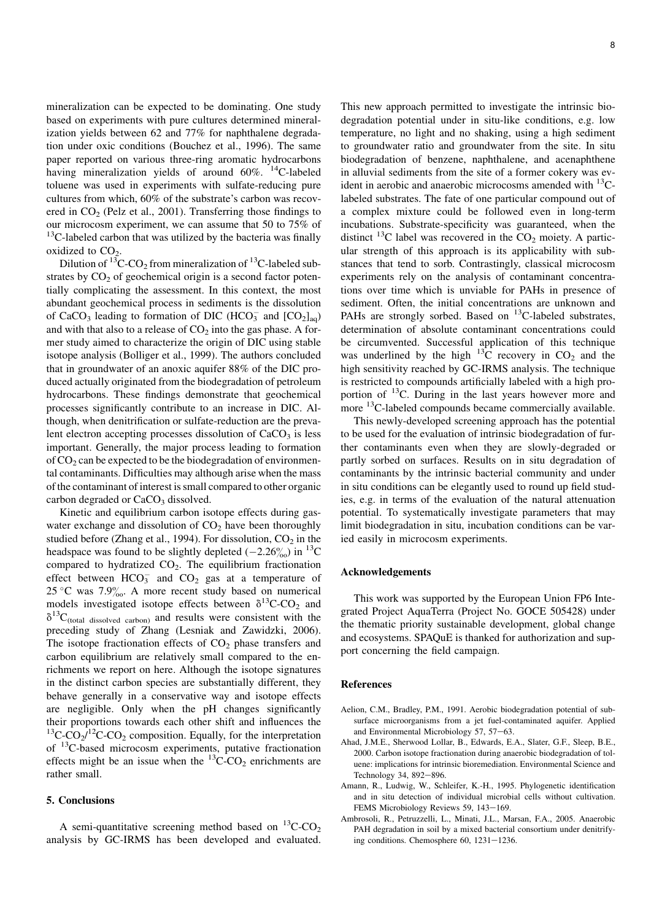mineralization can be expected to be dominating. One study based on experiments with pure cultures determined mineralization yields between 62 and 77% for naphthalene degradation under oxic conditions (Bouchez et al., 1996). The same paper reported on various three-ring aromatic hydrocarbons having mineralization yields of around 60%. $^{14}C$-labeled toluene was used in experiments with sulfate-reducing pure cultures from which, 60% of the substrate's carbon was recovered in $CO_2$ (Pelz et al., 2001). Transferring those findings to our microcosm experiment, we can assume that 50 to 75% of $^{13}C$-labeled carbon that was utilized by the bacteria was finally oxidized to $CO_2$.

Dilution of $^{13}C$-$CO_2$ from mineralization of $^{13}C$-labeled substrates by $CO_2$ of geochemical origin is a second factor potentially complicating the assessment. In this context, the most abundant geochemical process in sediments is the dissolution of $CaCO_3$ leading to formation of DIC ($HCO_3^-$ and $[CO_2]_{aq}$) and with that also to a release of $CO_2$ into the gas phase. A former study aimed to characterize the origin of DIC using stable isotope analysis (Bolliger et al., 1999). The authors concluded that in groundwater of an anoxic aquifer 88% of the DIC produced actually originated from the biodegradation of petroleum hydrocarbons. These findings demonstrate that geochemical processes significantly contribute to an increase in DIC. Although, when denitrification or sulfate-reduction are the prevalent electron accepting processes dissolution of $CaCO_3$ is less important. Generally, the major process leading to formation of $CO_2$ can be expected to be the biodegradation of environmental contaminants. Difficulties may although arise when the mass of the contaminant of interest is small compared to other organic carbon degraded or $CaCO_3$ dissolved.

Kinetic and equilibrium carbon isotope effects during gas-water exchange and dissolution of $CO_2$ have been thoroughly studied before (Zhang et al., 1994). For dissolution, $CO_2$ in the headspace was found to be slightly depleted ($-2.26‰$) in $^{13}C$ compared to hydratized $CO_2$. The equilibrium fractionation effect between $HCO_3^-$ and $CO_2$ gas at a temperature of 25 °C was 7.9‰. A more recent study based on numerical models investigated isotope effects between $\delta^{13}C$-$CO_2$ and $\delta^{13}C_{(total\ dissolved\ carbon)}$ and results were consistent with the preceding study of Zhang (Lesniak and Zawidzki, 2006). The isotope fractionation effects of $CO_2$ phase transfers and carbon equilibrium are relatively small compared to the enrichments we report on here. Although the isotope signatures in the distinct carbon species are substantially different, they behave generally in a conservative way and isotope effects are negligible. Only when the pH changes significantly their proportions towards each other shift and influences the $^{13}C$-$CO_2$/$^{12}C$-$CO_2$ composition. Equally, for the interpretation of $^{13}C$-based microcosm experiments, putative fractionation effects might be an issue when the $^{13}C$-$CO_2$ enrichments are rather small.

## 5. Conclusions

A semi-quantitative screening method based on $^{13}C$-$CO_2$ analysis by GC-IRMS has been developed and evaluated. This new approach permitted to investigate the intrinsic biodegradation potential under in situ-like conditions, e.g. low temperature, no light and no shaking, using a high sediment to groundwater ratio and groundwater from the site. In situ biodegradation of benzene, naphthalene, and acenaphthene in alluvial sediments from the site of a former cokery was evident in aerobic and anaerobic microcosms amended with $^{13}C$-labeled substrates. The fate of one particular compound out of a complex mixture could be followed even in long-term incubations. Substrate-specificity was guaranteed, when the distinct $^{13}C$ label was recovered in the $CO_2$ moiety. A particular strength of this approach is its applicability with substances that tend to sorb. Contrastingly, classical microcosm experiments rely on the analysis of contaminant concentrations over time which is unviable for PAHs in presence of sediment. Often, the initial concentrations are unknown and PAHs are strongly sorbed. Based on $^{13}C$-labeled substrates, determination of absolute contaminant concentrations could be circumvented. Successful application of this technique was underlined by the high $^{13}C$ recovery in $CO_2$ and the high sensitivity reached by GC-IRMS analysis. The technique is restricted to compounds artificially labeled with a high proportion of $^{13}C$. During in the last years however more and more $^{13}C$-labeled compounds became commercially available.

This newly-developed screening approach has the potential to be used for the evaluation of intrinsic biodegradation of further contaminants even when they are slowly-degraded or partly sorbed on surfaces. Results on in situ degradation of contaminants by the intrinsic bacterial community and under in situ conditions can be elegantly used to round up field studies, e.g. in terms of the evaluation of the natural attenuation potential. To systematically investigate parameters that may limit biodegradation in situ, incubation conditions can be varied easily in microcosm experiments.

## Acknowledgements

This work was supported by the European Union FP6 Integrated Project AquaTerra (Project No. GOCE 505428) under the thematic priority sustainable development, global change and ecosystems. SPAQuE is thanked for authorization and support concerning the field campaign.

## References

Aelion, C.M., Bradley, P.M., 1991. Aerobic biodegradation potential of subsurface microorganisms from a jet fuel-contaminated aquifer. Applied and Environmental Microbiology 57, 57–63.

Ahad, J.M.E., Sherwood Lollar, B., Edwards, E.A., Slater, G.F., Sleep, B.E., 2000. Carbon isotope fractionation during anaerobic biodegradation of toluene: implications for intrinsic bioremediation. Environmental Science and Technology 34, 892–896.

Amann, R., Ludwig, W., Schleifer, K.-H., 1995. Phylogenetic identification and in situ detection of individual microbial cells without cultivation. FEMS Microbiology Reviews 59, 143–169.

Ambrosoli, R., Petruzzelli, L., Minati, J.L., Marsan, F.A., 2005. Anaerobic PAH degradation in soil by a mixed bacterial consortium under denitrifying conditions. Chemosphere 60, 1231–1236.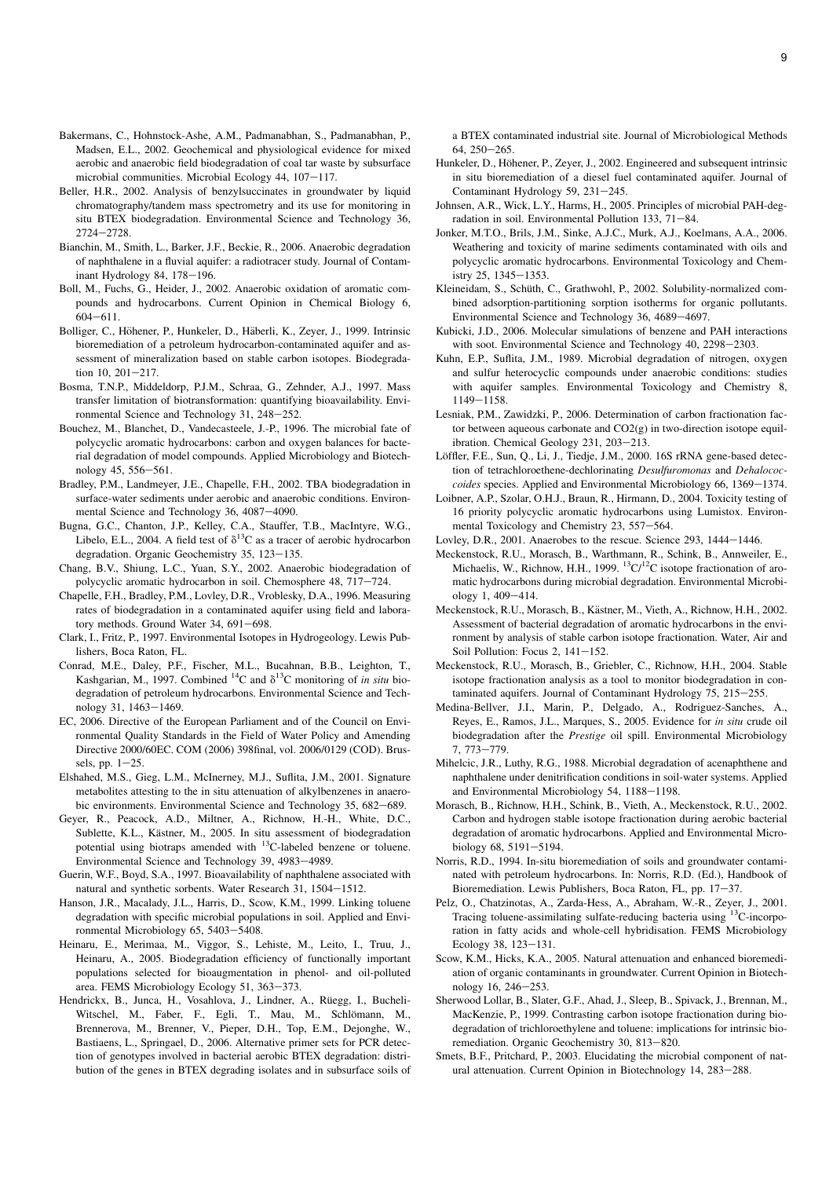Bakermans, C., Hohnstock-Ashe, A.M., Padmanabhan, S., Padmanabhan, P., Madsen, E.L., 2002. Geochemical and physiological evidence for mixed aerobic and anaerobic field biodegradation of coal tar waste by subsurface microbial communities. Microbial Ecology 44, 107–117.

Beller, H.R., 2002. Analysis of benzylsuccinates in groundwater by liquid chromatography/tandem mass spectrometry and its use for monitoring in situ BTEX biodegradation. Environmental Science and Technology 36, 2724–2728.

Bianchin, M., Smith, L., Barker, J.F., Beckie, R., 2006. Anaerobic degradation of naphthalene in a fluvial aquifer: a radiotracer study. Journal of Contaminant Hydrology 84, 178–196.

Boll, M., Fuchs, G., Heider, J., 2002. Anaerobic oxidation of aromatic compounds and hydrocarbons. Current Opinion in Chemical Biology 6, 604–611.

Bolliger, C., Höhener, P., Hunkeler, D., Häberli, K., Zeyer, J., 1999. Intrinsic bioremediation of a petroleum hydrocarbon-contaminated aquifer and assessment of mineralization based on stable carbon isotopes. Biodegradation 10, 201–217.

Bosma, T.N.P., Middeldorp, P.J.M., Schraa, G., Zehnder, A.J., 1997. Mass transfer limitation of biotransformation: quantifying bioavailability. Environmental Science and Technology 31, 248–252.

Bouchez, M., Blanchet, D., Vandecasteele, J.-P., 1996. The microbial fate of polycyclic aromatic hydrocarbons: carbon and oxygen balances for bacterial degradation of model compounds. Applied Microbiology and Biotechnology 45, 556–561.

Bradley, P.M., Landmeyer, J.E., Chapelle, F.H., 2002. TBA biodegradation in surface-water sediments under aerobic and anaerobic conditions. Environmental Science and Technology 36, 4087–4090.

Bugna, G.C., Chanton, J.P., Kelley, C.A., Stauffer, T.B., MacIntyre, W.G., Libelo, E.L., 2004. A field test of $\delta^{13}C$ as a tracer of aerobic hydrocarbon degradation. Organic Geochemistry 35, 123–135.

Chang, B.V., Shiung, L.C., Yuan, S.Y., 2002. Anaerobic biodegradation of polycyclic aromatic hydrocarbon in soil. Chemosphere 48, 717–724.

Chapelle, F.H., Bradley, P.M., Lovley, D.R., Vroblesky, D.A., 1996. Measuring rates of biodegradation in a contaminated aquifer using field and laboratory methods. Ground Water 34, 691–698.

Clark, I., Fritz, P., 1997. Environmental Isotopes in Hydrogeology. Lewis Publishers, Boca Raton, FL.

Conrad, M.E., Daley, P.F., Fischer, M.L., Bucahnan, B.B., Leighton, T., Kashgarian, M., 1997. Combined $^{14}C$ and $\delta^{13}C$ monitoring of *in situ* biodegradation of petroleum hydrocarbons. Environmental Science and Technology 31, 1463–1469.

EC, 2006. Directive of the European Parliament and of the Council on Environmental Quality Standards in the Field of Water Policy and Amending Directive 2000/60EC. COM (2006) 398final, vol. 2006/0129 (COD). Brussels, pp. 1–25.

Elshahed, M.S., Gieg, L.M., McInerney, M.J., Suflita, J.M., 2001. Signature metabolites attesting to the in situ attenuation of alkylbenzenes in anaerobic environments. Environmental Science and Technology 35, 682–689.

Geyer, R., Peacock, A.D., Miltner, A., Richnow, H.-H., White, D.C., Sublette, K.L., Kästner, M., 2005. In situ assessment of biodegradation potential using biotraps amended with $^{13}C$-labeled benzene or toluene. Environmental Science and Technology 39, 4983–4989.

Guerin, W.F., Boyd, S.A., 1997. Bioavailability of naphthalene associated with natural and synthetic sorbents. Water Research 31, 1504–1512.

Hanson, J.R., Macalady, J.L., Harris, D., Scow, K.M., 1999. Linking toluene degradation with specific microbial populations in soil. Applied and Environmental Microbiology 65, 5403–5408.

Heinaru, E., Merimaa, M., Viggor, S., Lehiste, M., Leito, I., Truu, J., Heinaru, A., 2005. Biodegradation efficiency of functionally important populations selected for bioaugmentation in phenol- and oil-polluted area. FEMS Microbiology Ecology 51, 363–373.

Hendrickx, B., Junca, H., Vosahlova, J., Lindner, A., Rüegg, I., Bucheli-Witschel, M., Faber, F., Egli, T., Mau, M., Schlömann, M., Brennerova, M., Brenner, V., Pieper, D.H., Top, E.M., Dejonghe, W., Bastiaens, L., Springael, D., 2006. Alternative primer sets for PCR detection of genotypes involved in bacterial aerobic BTEX degradation: distribution of the genes in BTEX degrading isolates and in subsurface soils of a BTEX contaminated industrial site. Journal of Microbiological Methods 64, 250–265.

Hunkeler, D., Höhener, P., Zeyer, J., 2002. Engineered and subsequent intrinsic in situ bioremediation of a diesel fuel contaminated aquifer. Journal of Contaminant Hydrology 59, 231–245.

Johnsen, A.R., Wick, L.Y., Harms, H., 2005. Principles of microbial PAH-degradation in soil. Environmental Pollution 133, 71–84.

Jonker, M.T.O., Brils, J.M., Sinke, A.J.C., Murk, A.J., Koelmans, A.A., 2006. Weathering and toxicity of marine sediments contaminated with oils and polycyclic aromatic hydrocarbons. Environmental Toxicology and Chemistry 25, 1345–1353.

Kleineidam, S., Schüth, C., Grathwohl, P., 2002. Solubility-normalized combined adsorption-partitioning sorption isotherms for organic pollutants. Environmental Science and Technology 36, 4689–4697.

Kubicki, J.D., 2006. Molecular simulations of benzene and PAH interactions with soot. Environmental Science and Technology 40, 2298–2303.

Kuhn, E.P., Suflita, J.M., 1989. Microbial degradation of nitrogen, oxygen and sulfur heterocyclic compounds under anaerobic conditions: studies with aquifer samples. Environmental Toxicology and Chemistry 8, 1149–1158.

Lesniak, P.M., Zawidzki, P., 2006. Determination of carbon fractionation factor between aqueous carbonate and CO2(g) in two-direction isotope equilibration. Chemical Geology 231, 203–213.

Löffler, F.E., Sun, Q., Li, J., Tiedje, J.M., 2000. 16S rRNA gene-based detection of tetrachloroethene-dechlorinating *Desulfuromonas* and *Dehalococcoides* species. Applied and Environmental Microbiology 66, 1369–1374.

Loibner, A.P., Szolar, O.H.J., Braun, R., Hirmann, D., 2004. Toxicity testing of 16 priority polycyclic aromatic hydrocarbons using Lumistox. Environmental Toxicology and Chemistry 23, 557–564.

Lovley, D.R., 2001. Anaerobes to the rescue. Science 293, 1444–1446.

Meckenstock, R.U., Morasch, B., Warthmann, R., Schink, B., Annweiler, E., Michaelis, W., Richnow, H.H., 1999. $^{13}C/^{12}C$ isotope fractionation of aromatic hydrocarbons during microbial degradation. Environmental Microbiology 1, 409–414.

Meckenstock, R.U., Morasch, B., Kästner, M., Vieth, A., Richnow, H.H., 2002. Assessment of bacterial degradation of aromatic hydrocarbons in the environment by analysis of stable carbon isotope fractionation. Water, Air and Soil Pollution: Focus 2, 141–152.

Meckenstock, R.U., Morasch, B., Griebler, C., Richnow, H.H., 2004. Stable isotope fractionation analysis as a tool to monitor biodegradation in contaminated aquifers. Journal of Contaminant Hydrology 75, 215–255.

Medina-Bellver, J.I., Marin, P., Delgado, A., Rodriguez-Sanches, A., Reyes, E., Ramos, J.L., Marques, S., 2005. Evidence for *in situ* crude oil biodegradation after the *Prestige* oil spill. Environmental Microbiology 7, 773–779.

Mihelcic, J.R., Luthy, R.G., 1988. Microbial degradation of acenaphthene and naphthalene under denitrification conditions in soil-water systems. Applied and Environmental Microbiology 54, 1188–1198.

Morasch, B., Richnow, H.H., Schink, B., Vieth, A., Meckenstock, R.U., 2002. Carbon and hydrogen stable isotope fractionation during aerobic bacterial degradation of aromatic hydrocarbons. Applied and Environmental Microbiology 68, 5191–5194.

Norris, R.D., 1994. In-situ bioremediation of soils and groundwater contaminated with petroleum hydrocarbons. In: Norris, R.D. (Ed.), Handbook of Bioremediation. Lewis Publishers, Boca Raton, FL, pp. 17–37.

Pelz, O., Chatzinotas, A., Zarda-Hess, A., Abraham, W.-R., Zeyer, J., 2001. Tracing toluene-assimilating sulfate-reducing bacteria using $^{13}C$-incorporation in fatty acids and whole-cell hybridisation. FEMS Microbiology Ecology 38, 123–131.

Scow, K.M., Hicks, K.A., 2005. Natural attenuation and enhanced bioremediation of organic contaminants in groundwater. Current Opinion in Biotechnology 16, 246–253.

Sherwood Lollar, B., Slater, G.F., Ahad, J., Sleep, B., Spivack, J., Brennan, M., MacKenzie, P., 1999. Contrasting carbon isotope fractionation during biodegradation of trichloroethylene and toluene: implications for intrinsic bioremediation. Organic Geochemistry 30, 813–820.

Smets, B.F., Pritchard, P., 2003. Elucidating the microbial component of natural attenuation. Current Opinion in Biotechnology 14, 283–288.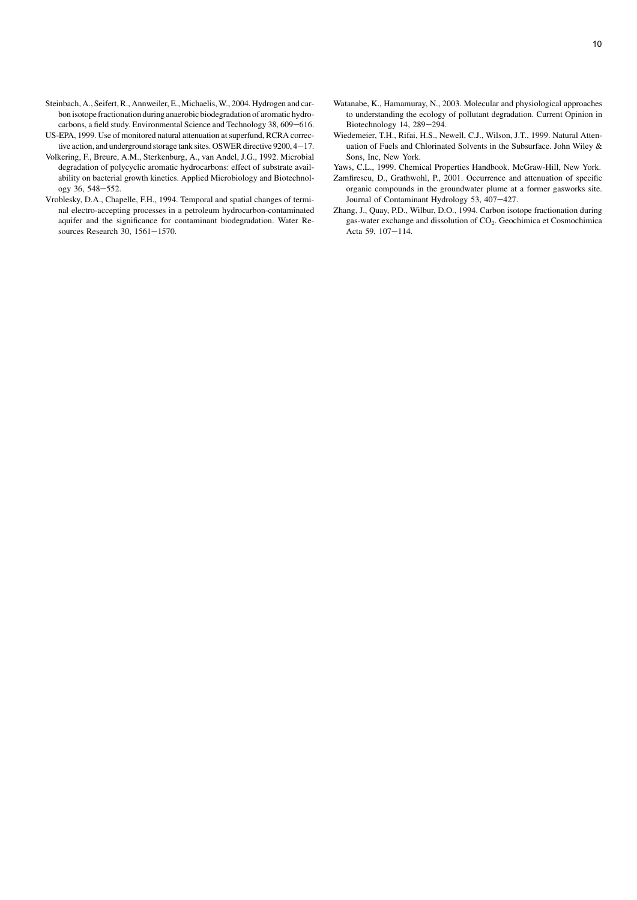Steinbach, A., Seifert, R., Annweiler, E., Michaelis, W., 2004. Hydrogen and carbon isotope fractionation during anaerobic biodegradation of aromatic hydrocarbons, a field study. Environmental Science and Technology 38, 609−616.

US-EPA, 1999. Use of monitored natural attenuation at superfund, RCRA corrective action, and underground storage tank sites. OSWER directive 9200, 4−17.

Volkering, F., Breure, A.M., Sterkenburg, A., van Andel, J.G., 1992. Microbial degradation of polycyclic aromatic hydrocarbons: effect of substrate availability on bacterial growth kinetics. Applied Microbiology and Biotechnology 36, 548−552.

Vroblesky, D.A., Chapelle, F.H., 1994. Temporal and spatial changes of terminal electro-accepting processes in a petroleum hydrocarbon-contaminated aquifer and the significance for contaminant biodegradation. Water Resources Research 30, 1561−1570.

Watanabe, K., Hamamuray, N., 2003. Molecular and physiological approaches to understanding the ecology of pollutant degradation. Current Opinion in Biotechnology 14, 289−294.

Wiedemeier, T.H., Rifai, H.S., Newell, C.J., Wilson, J.T., 1999. Natural Attenuation of Fuels and Chlorinated Solvents in the Subsurface. John Wiley & Sons, Inc, New York.

Yaws, C.L., 1999. Chemical Properties Handbook. McGraw-Hill, New York.

Zamfirescu, D., Grathwohl, P., 2001. Occurrence and attenuation of specific organic compounds in the groundwater plume at a former gasworks site. Journal of Contaminant Hydrology 53, 407−427.

Zhang, J., Quay, P.D., Wilbur, D.O., 1994. Carbon isotope fractionation during gas-water exchange and dissolution of $CO_2$. Geochimica et Cosmochimica Acta 59, 107−114.